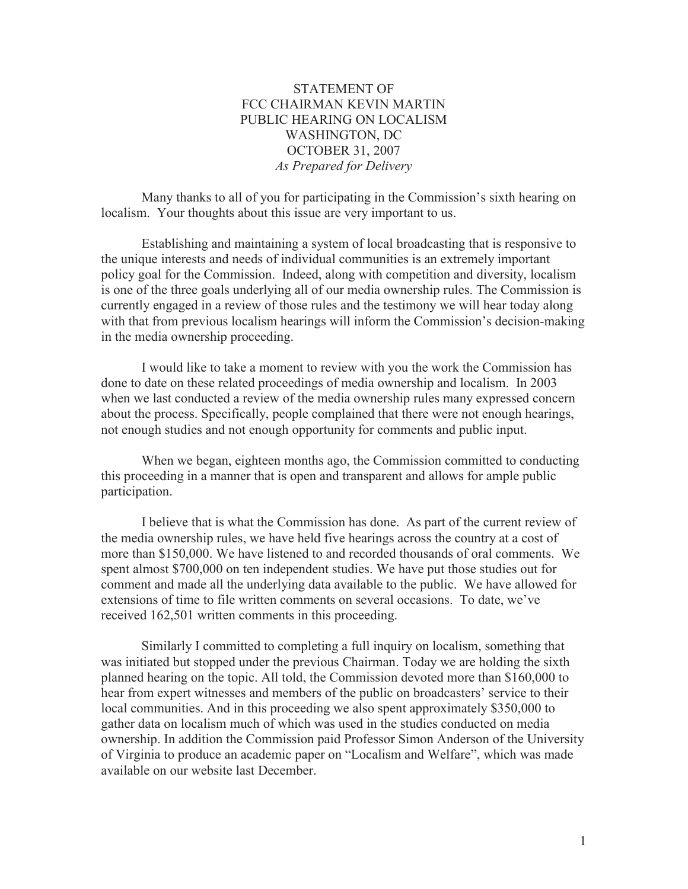# STATEMENT OF
# FCC CHAIRMAN KEVIN MARTIN
# PUBLIC HEARING ON LOCALISM
# WASHINGTON, DC
# OCTOBER 31, 2007

*As Prepared for Delivery*

Many thanks to all of you for participating in the Commission's sixth hearing on localism. Your thoughts about this issue are very important to us.

Establishing and maintaining a system of local broadcasting that is responsive to the unique interests and needs of individual communities is an extremely important policy goal for the Commission. Indeed, along with competition and diversity, localism is one of the three goals underlying all of our media ownership rules. The Commission is currently engaged in a review of those rules and the testimony we will hear today along with that from previous localism hearings will inform the Commission's decision-making in the media ownership proceeding.

I would like to take a moment to review with you the work the Commission has done to date on these related proceedings of media ownership and localism. In 2003 when we last conducted a review of the media ownership rules many expressed concern about the process. Specifically, people complained that there were not enough hearings, not enough studies and not enough opportunity for comments and public input.

When we began, eighteen months ago, the Commission committed to conducting this proceeding in a manner that is open and transparent and allows for ample public participation.

I believe that is what the Commission has done. As part of the current review of the media ownership rules, we have held five hearings across the country at a cost of more than $150,000. We have listened to and recorded thousands of oral comments. We spent almost $700,000 on ten independent studies. We have put those studies out for comment and made all the underlying data available to the public. We have allowed for extensions of time to file written comments on several occasions. To date, we've received 162,501 written comments in this proceeding.

Similarly I committed to completing a full inquiry on localism, something that was initiated but stopped under the previous Chairman. Today we are holding the sixth planned hearing on the topic. All told, the Commission devoted more than $160,000 to hear from expert witnesses and members of the public on broadcasters' service to their local communities. And in this proceeding we also spent approximately $350,000 to gather data on localism much of which was used in the studies conducted on media ownership. In addition the Commission paid Professor Simon Anderson of the University of Virginia to produce an academic paper on "Localism and Welfare", which was made available on our website last December.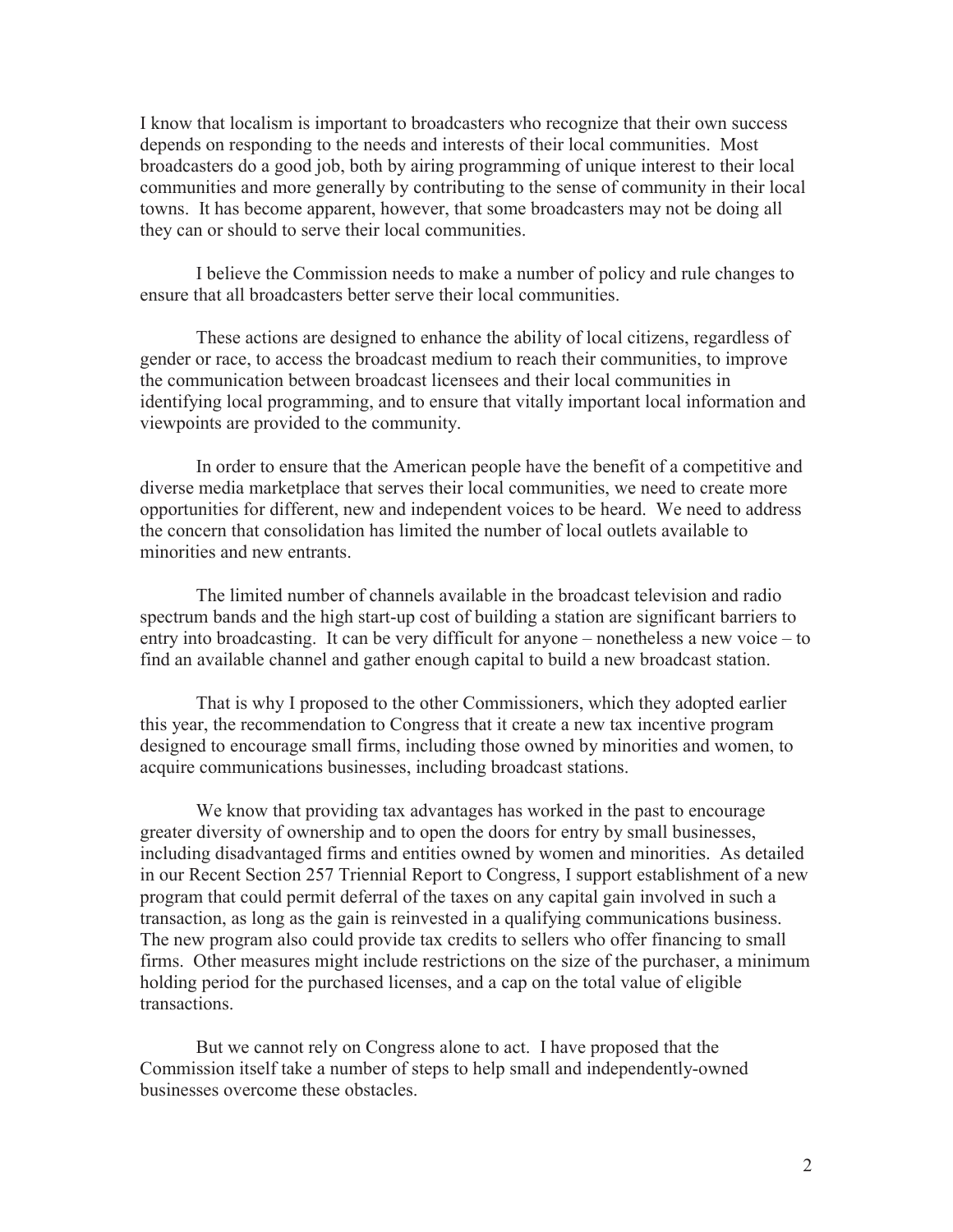I know that localism is important to broadcasters who recognize that their own success depends on responding to the needs and interests of their local communities. Most broadcasters do a good job, both by airing programming of unique interest to their local communities and more generally by contributing to the sense of community in their local towns. It has become apparent, however, that some broadcasters may not be doing all they can or should to serve their local communities.

I believe the Commission needs to make a number of policy and rule changes to ensure that all broadcasters better serve their local communities.

These actions are designed to enhance the ability of local citizens, regardless of gender or race, to access the broadcast medium to reach their communities, to improve the communication between broadcast licensees and their local communities in identifying local programming, and to ensure that vitally important local information and viewpoints are provided to the community.

In order to ensure that the American people have the benefit of a competitive and diverse media marketplace that serves their local communities, we need to create more opportunities for different, new and independent voices to be heard. We need to address the concern that consolidation has limited the number of local outlets available to minorities and new entrants.

The limited number of channels available in the broadcast television and radio spectrum bands and the high start-up cost of building a station are significant barriers to entry into broadcasting. It can be very difficult for anyone – nonetheless a new voice – to find an available channel and gather enough capital to build a new broadcast station.

That is why I proposed to the other Commissioners, which they adopted earlier this year, the recommendation to Congress that it create a new tax incentive program designed to encourage small firms, including those owned by minorities and women, to acquire communications businesses, including broadcast stations.

We know that providing tax advantages has worked in the past to encourage greater diversity of ownership and to open the doors for entry by small businesses, including disadvantaged firms and entities owned by women and minorities. As detailed in our Recent Section 257 Triennial Report to Congress, I support establishment of a new program that could permit deferral of the taxes on any capital gain involved in such a transaction, as long as the gain is reinvested in a qualifying communications business. The new program also could provide tax credits to sellers who offer financing to small firms. Other measures might include restrictions on the size of the purchaser, a minimum holding period for the purchased licenses, and a cap on the total value of eligible transactions.

But we cannot rely on Congress alone to act. I have proposed that the Commission itself take a number of steps to help small and independently-owned businesses overcome these obstacles.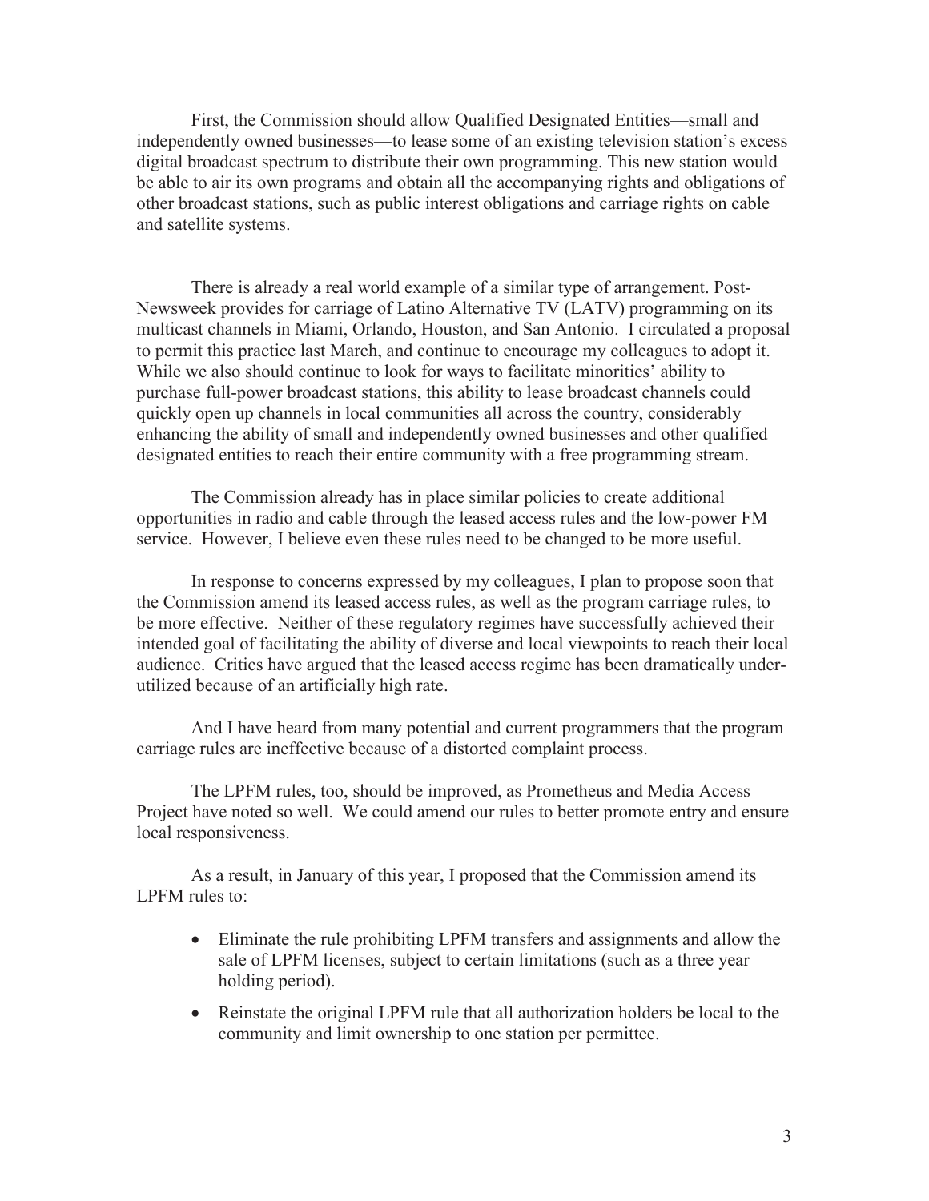First, the Commission should allow Qualified Designated Entities—small and independently owned businesses—to lease some of an existing television station's excess digital broadcast spectrum to distribute their own programming. This new station would be able to air its own programs and obtain all the accompanying rights and obligations of other broadcast stations, such as public interest obligations and carriage rights on cable and satellite systems.

There is already a real world example of a similar type of arrangement. Post-Newsweek provides for carriage of Latino Alternative TV (LATV) programming on its multicast channels in Miami, Orlando, Houston, and San Antonio. I circulated a proposal to permit this practice last March, and continue to encourage my colleagues to adopt it. While we also should continue to look for ways to facilitate minorities' ability to purchase full-power broadcast stations, this ability to lease broadcast channels could quickly open up channels in local communities all across the country, considerably enhancing the ability of small and independently owned businesses and other qualified designated entities to reach their entire community with a free programming stream.

The Commission already has in place similar policies to create additional opportunities in radio and cable through the leased access rules and the low-power FM service. However, I believe even these rules need to be changed to be more useful.

In response to concerns expressed by my colleagues, I plan to propose soon that the Commission amend its leased access rules, as well as the program carriage rules, to be more effective. Neither of these regulatory regimes have successfully achieved their intended goal of facilitating the ability of diverse and local viewpoints to reach their local audience. Critics have argued that the leased access regime has been dramatically under-utilized because of an artificially high rate.

And I have heard from many potential and current programmers that the program carriage rules are ineffective because of a distorted complaint process.

The LPFM rules, too, should be improved, as Prometheus and Media Access Project have noted so well. We could amend our rules to better promote entry and ensure local responsiveness.

As a result, in January of this year, I proposed that the Commission amend its LPFM rules to:

- Eliminate the rule prohibiting LPFM transfers and assignments and allow the sale of LPFM licenses, subject to certain limitations (such as a three year holding period).
- Reinstate the original LPFM rule that all authorization holders be local to the community and limit ownership to one station per permittee.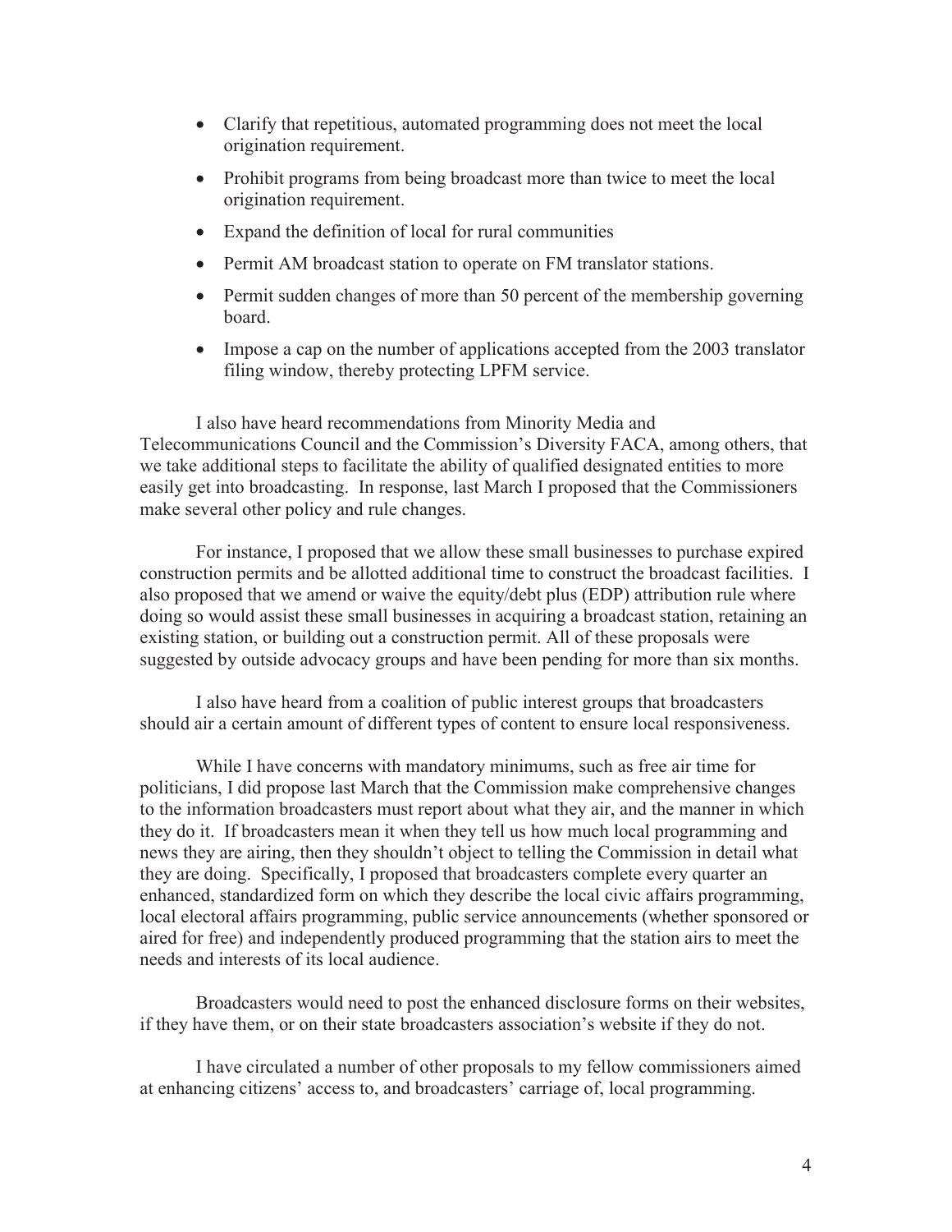- Clarify that repetitious, automated programming does not meet the local origination requirement.
- Prohibit programs from being broadcast more than twice to meet the local origination requirement.
- Expand the definition of local for rural communities
- Permit AM broadcast station to operate on FM translator stations.
- Permit sudden changes of more than 50 percent of the membership governing board.
- Impose a cap on the number of applications accepted from the 2003 translator filing window, thereby protecting LPFM service.

I also have heard recommendations from Minority Media and Telecommunications Council and the Commission's Diversity FACA, among others, that we take additional steps to facilitate the ability of qualified designated entities to more easily get into broadcasting. In response, last March I proposed that the Commissioners make several other policy and rule changes.

For instance, I proposed that we allow these small businesses to purchase expired construction permits and be allotted additional time to construct the broadcast facilities. I also proposed that we amend or waive the equity/debt plus (EDP) attribution rule where doing so would assist these small businesses in acquiring a broadcast station, retaining an existing station, or building out a construction permit. All of these proposals were suggested by outside advocacy groups and have been pending for more than six months.

I also have heard from a coalition of public interest groups that broadcasters should air a certain amount of different types of content to ensure local responsiveness.

While I have concerns with mandatory minimums, such as free air time for politicians, I did propose last March that the Commission make comprehensive changes to the information broadcasters must report about what they air, and the manner in which they do it. If broadcasters mean it when they tell us how much local programming and news they are airing, then they shouldn't object to telling the Commission in detail what they are doing. Specifically, I proposed that broadcasters complete every quarter an enhanced, standardized form on which they describe the local civic affairs programming, local electoral affairs programming, public service announcements (whether sponsored or aired for free) and independently produced programming that the station airs to meet the needs and interests of its local audience.

Broadcasters would need to post the enhanced disclosure forms on their websites, if they have them, or on their state broadcasters association's website if they do not.

I have circulated a number of other proposals to my fellow commissioners aimed at enhancing citizens' access to, and broadcasters' carriage of, local programming.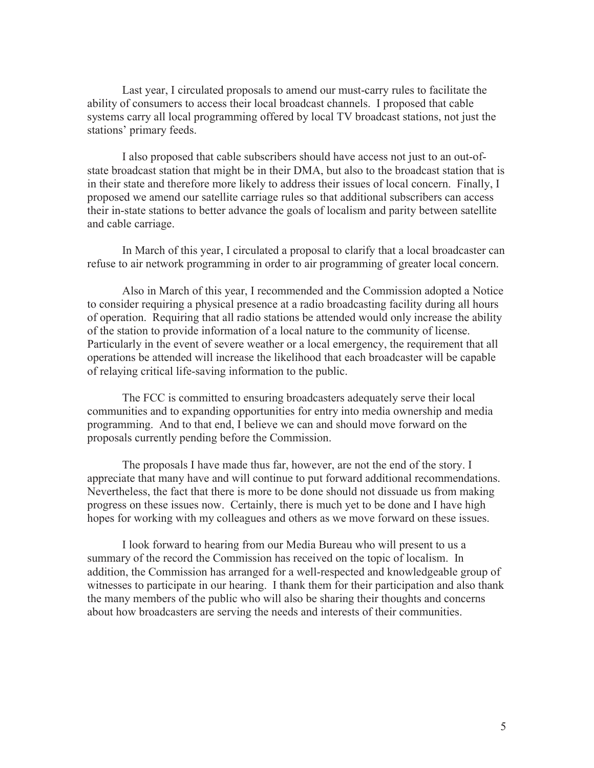Last year, I circulated proposals to amend our must-carry rules to facilitate the ability of consumers to access their local broadcast channels. I proposed that cable systems carry all local programming offered by local TV broadcast stations, not just the stations' primary feeds.

I also proposed that cable subscribers should have access not just to an out-of-state broadcast station that might be in their DMA, but also to the broadcast station that is in their state and therefore more likely to address their issues of local concern. Finally, I proposed we amend our satellite carriage rules so that additional subscribers can access their in-state stations to better advance the goals of localism and parity between satellite and cable carriage.

In March of this year, I circulated a proposal to clarify that a local broadcaster can refuse to air network programming in order to air programming of greater local concern.

Also in March of this year, I recommended and the Commission adopted a Notice to consider requiring a physical presence at a radio broadcasting facility during all hours of operation. Requiring that all radio stations be attended would only increase the ability of the station to provide information of a local nature to the community of license. Particularly in the event of severe weather or a local emergency, the requirement that all operations be attended will increase the likelihood that each broadcaster will be capable of relaying critical life-saving information to the public.

The FCC is committed to ensuring broadcasters adequately serve their local communities and to expanding opportunities for entry into media ownership and media programming. And to that end, I believe we can and should move forward on the proposals currently pending before the Commission.

The proposals I have made thus far, however, are not the end of the story. I appreciate that many have and will continue to put forward additional recommendations. Nevertheless, the fact that there is more to be done should not dissuade us from making progress on these issues now. Certainly, there is much yet to be done and I have high hopes for working with my colleagues and others as we move forward on these issues.

I look forward to hearing from our Media Bureau who will present to us a summary of the record the Commission has received on the topic of localism. In addition, the Commission has arranged for a well-respected and knowledgeable group of witnesses to participate in our hearing. I thank them for their participation and also thank the many members of the public who will also be sharing their thoughts and concerns about how broadcasters are serving the needs and interests of their communities.